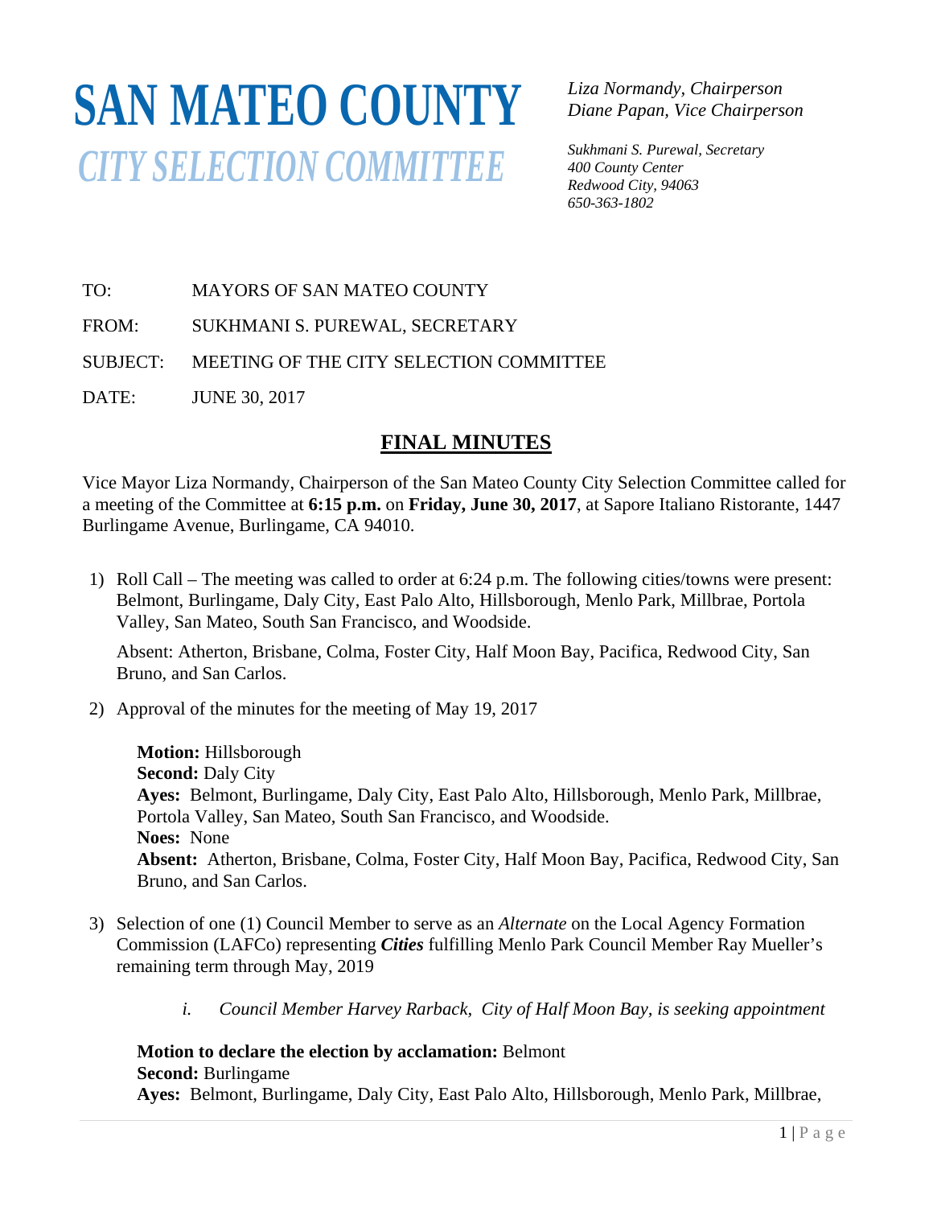# SAN MATEO COUNTY
## *CITY SELECTION COMMITTEE*

*Liza Normandy, Chairperson*
*Diane Papan, Vice Chairperson*

*Sukhmani S. Purewal, Secretary*
*400 County Center*
*Redwood City, 94063*
*650-363-1802*

TO: MAYORS OF SAN MATEO COUNTY

FROM: SUKHMANI S. PUREWAL, SECRETARY

SUBJECT: MEETING OF THE CITY SELECTION COMMITTEE

DATE: JUNE 30, 2017

## FINAL MINUTES

Vice Mayor Liza Normandy, Chairperson of the San Mateo County City Selection Committee called for a meeting of the Committee at **6:15 p.m.** on **Friday, June 30, 2017**, at Sapore Italiano Ristorante, 1447 Burlingame Avenue, Burlingame, CA 94010.

1) Roll Call – The meeting was called to order at 6:24 p.m. The following cities/towns were present: Belmont, Burlingame, Daly City, East Palo Alto, Hillsborough, Menlo Park, Millbrae, Portola Valley, San Mateo, South San Francisco, and Woodside.

   Absent: Atherton, Brisbane, Colma, Foster City, Half Moon Bay, Pacifica, Redwood City, San Bruno, and San Carlos.

2) Approval of the minutes for the meeting of May 19, 2017

   **Motion:** Hillsborough
   **Second:** Daly City
   **Ayes:** Belmont, Burlingame, Daly City, East Palo Alto, Hillsborough, Menlo Park, Millbrae, Portola Valley, San Mateo, South San Francisco, and Woodside.
   **Noes:** None
   **Absent:** Atherton, Brisbane, Colma, Foster City, Half Moon Bay, Pacifica, Redwood City, San Bruno, and San Carlos.

3) Selection of one (1) Council Member to serve as an *Alternate* on the Local Agency Formation Commission (LAFCo) representing ***Cities*** fulfilling Menlo Park Council Member Ray Mueller's remaining term through May, 2019

   i. *Council Member Harvey Rarback, City of Half Moon Bay, is seeking appointment*

   **Motion to declare the election by acclamation:** Belmont
   **Second:** Burlingame
   **Ayes:** Belmont, Burlingame, Daly City, East Palo Alto, Hillsborough, Menlo Park, Millbrae,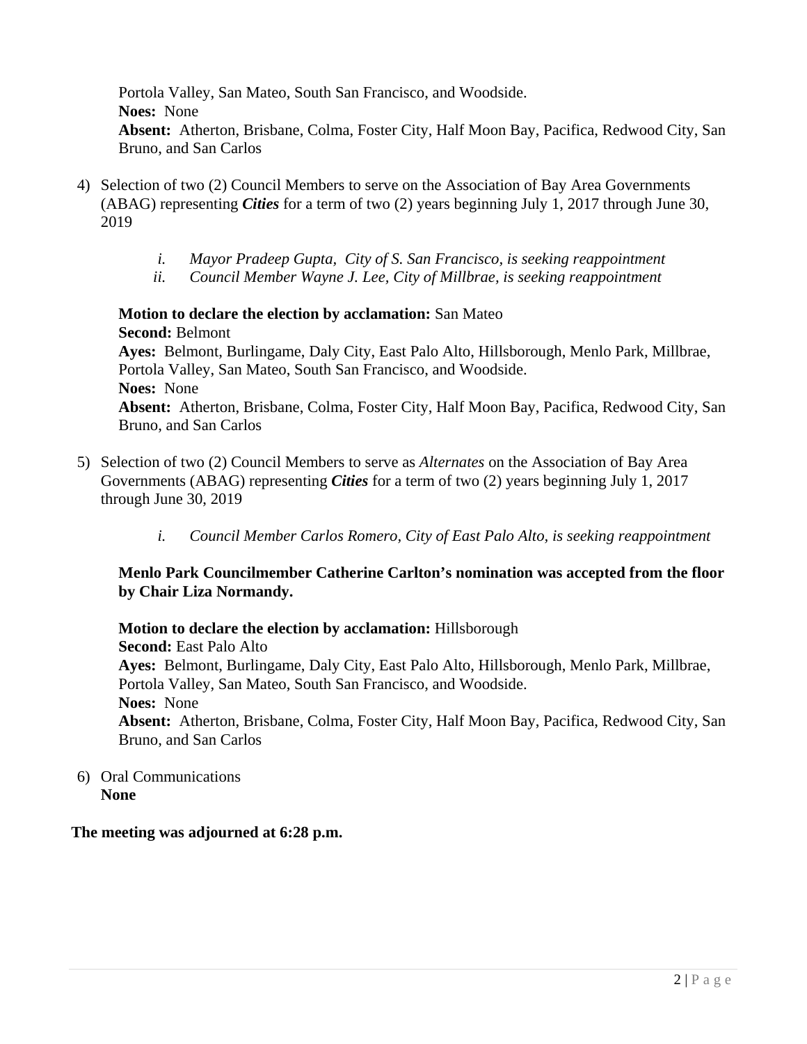Portola Valley, San Mateo, South San Francisco, and Woodside.
**Noes:** None
**Absent:** Atherton, Brisbane, Colma, Foster City, Half Moon Bay, Pacifica, Redwood City, San Bruno, and San Carlos

4) Selection of two (2) Council Members to serve on the Association of Bay Area Governments (ABAG) representing ***Cities*** for a term of two (2) years beginning July 1, 2017 through June 30, 2019

    i. *Mayor Pradeep Gupta, City of S. San Francisco, is seeking reappointment*
    ii. *Council Member Wayne J. Lee, City of Millbrae, is seeking reappointment*

    **Motion to declare the election by acclamation:** San Mateo
    **Second:** Belmont
    **Ayes:** Belmont, Burlingame, Daly City, East Palo Alto, Hillsborough, Menlo Park, Millbrae, Portola Valley, San Mateo, South San Francisco, and Woodside.
    **Noes:** None
    **Absent:** Atherton, Brisbane, Colma, Foster City, Half Moon Bay, Pacifica, Redwood City, San Bruno, and San Carlos

5) Selection of two (2) Council Members to serve as *Alternates* on the Association of Bay Area Governments (ABAG) representing ***Cities*** for a term of two (2) years beginning July 1, 2017 through June 30, 2019

    i. *Council Member Carlos Romero, City of East Palo Alto, is seeking reappointment*

    **Menlo Park Councilmember Catherine Carlton's nomination was accepted from the floor by Chair Liza Normandy.**

    **Motion to declare the election by acclamation:** Hillsborough
    **Second:** East Palo Alto
    **Ayes:** Belmont, Burlingame, Daly City, East Palo Alto, Hillsborough, Menlo Park, Millbrae, Portola Valley, San Mateo, South San Francisco, and Woodside.
    **Noes:** None
    **Absent:** Atherton, Brisbane, Colma, Foster City, Half Moon Bay, Pacifica, Redwood City, San Bruno, and San Carlos

6) Oral Communications
    **None**

**The meeting was adjourned at 6:28 p.m.**